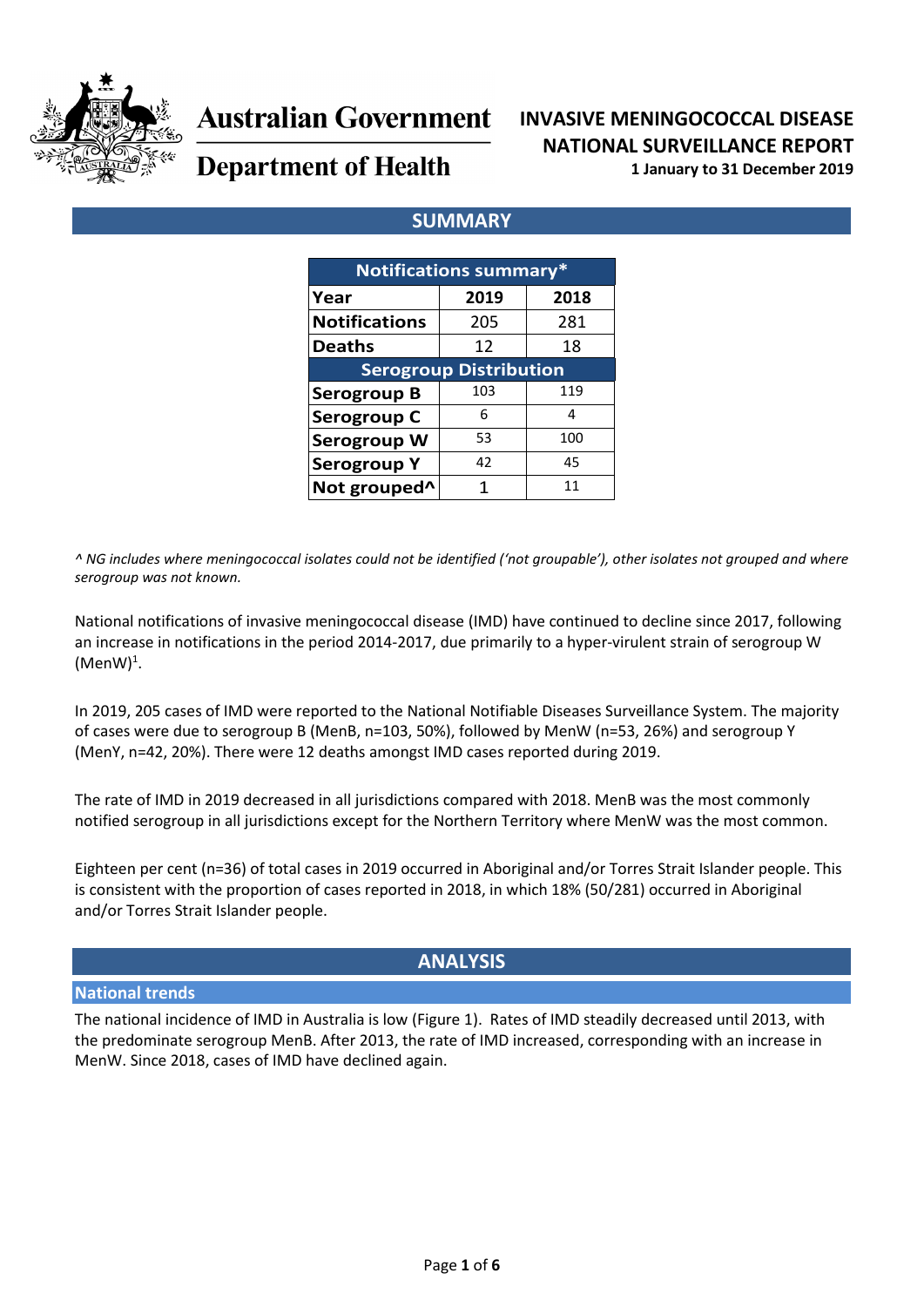Australian Government

Department of Health

# INVASIVE MENINGOCOCCAL DISEASE NATIONAL SURVEILLANCE REPORT

**1 January to 31 December 2019**

## SUMMARY

| Notifications summary* | | |
|---|---|---|
| **Year** | **2019** | **2018** |
| **Notifications** | 205 | 281 |
| **Deaths** | 12 | 18 |
| **Serogroup Distribution** | | |
| **Serogroup B** | 103 | 119 |
| **Serogroup C** | 6 | 4 |
| **Serogroup W** | 53 | 100 |
| **Serogroup Y** | 42 | 45 |
| **Not grouped^** | 1 | 11 |

*^ NG includes where meningococcal isolates could not be identified ('not groupable'), other isolates not grouped and where serogroup was not known.*

National notifications of invasive meningococcal disease (IMD) have continued to decline since 2017, following an increase in notifications in the period 2014-2017, due primarily to a hyper-virulent strain of serogroup W (MenW)[1].

In 2019, 205 cases of IMD were reported to the National Notifiable Diseases Surveillance System. The majority of cases were due to serogroup B (MenB, n=103, 50%), followed by MenW (n=53, 26%) and serogroup Y (MenY, n=42, 20%). There were 12 deaths amongst IMD cases reported during 2019.

The rate of IMD in 2019 decreased in all jurisdictions compared with 2018. MenB was the most commonly notified serogroup in all jurisdictions except for the Northern Territory where MenW was the most common.

Eighteen per cent (n=36) of total cases in 2019 occurred in Aboriginal and/or Torres Strait Islander people. This is consistent with the proportion of cases reported in 2018, in which 18% (50/281) occurred in Aboriginal and/or Torres Strait Islander people.

## ANALYSIS

### National trends

The national incidence of IMD in Australia is low (Figure 1). Rates of IMD steadily decreased until 2013, with the predominate serogroup MenB. After 2013, the rate of IMD increased, corresponding with an increase in MenW. Since 2018, cases of IMD have declined again.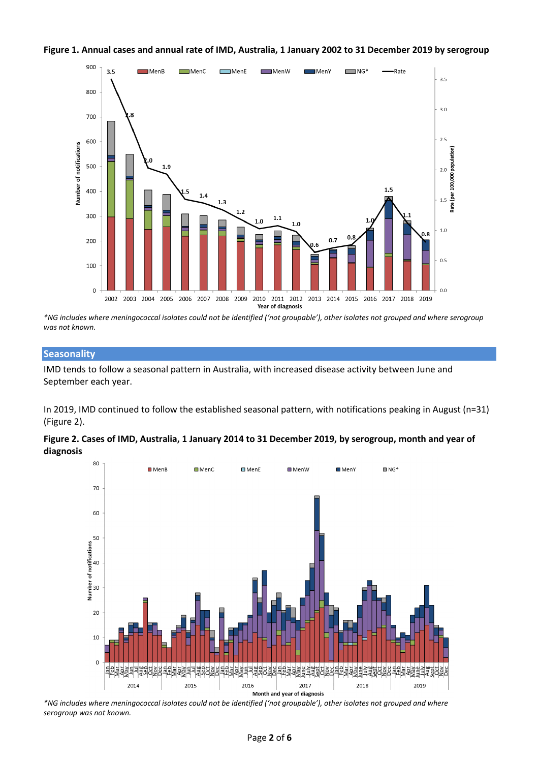**Figure 1. Annual cases and annual rate of IMD, Australia, 1 January 2002 to 31 December 2019 by serogroup**

*NG includes where meningococcal isolates could not be identified ('not groupable'), other isolates not grouped and where serogroup was not known.*

## Seasonality

IMD tends to follow a seasonal pattern in Australia, with increased disease activity between June and September each year.

In 2019, IMD continued to follow the established seasonal pattern, with notifications peaking in August (n=31) (Figure 2).

**Figure 2. Cases of IMD, Australia, 1 January 2014 to 31 December 2019, by serogroup, month and year of diagnosis**

*NG includes where meningococcal isolates could not be identified ('not groupable'), other isolates not grouped and where serogroup was not known.*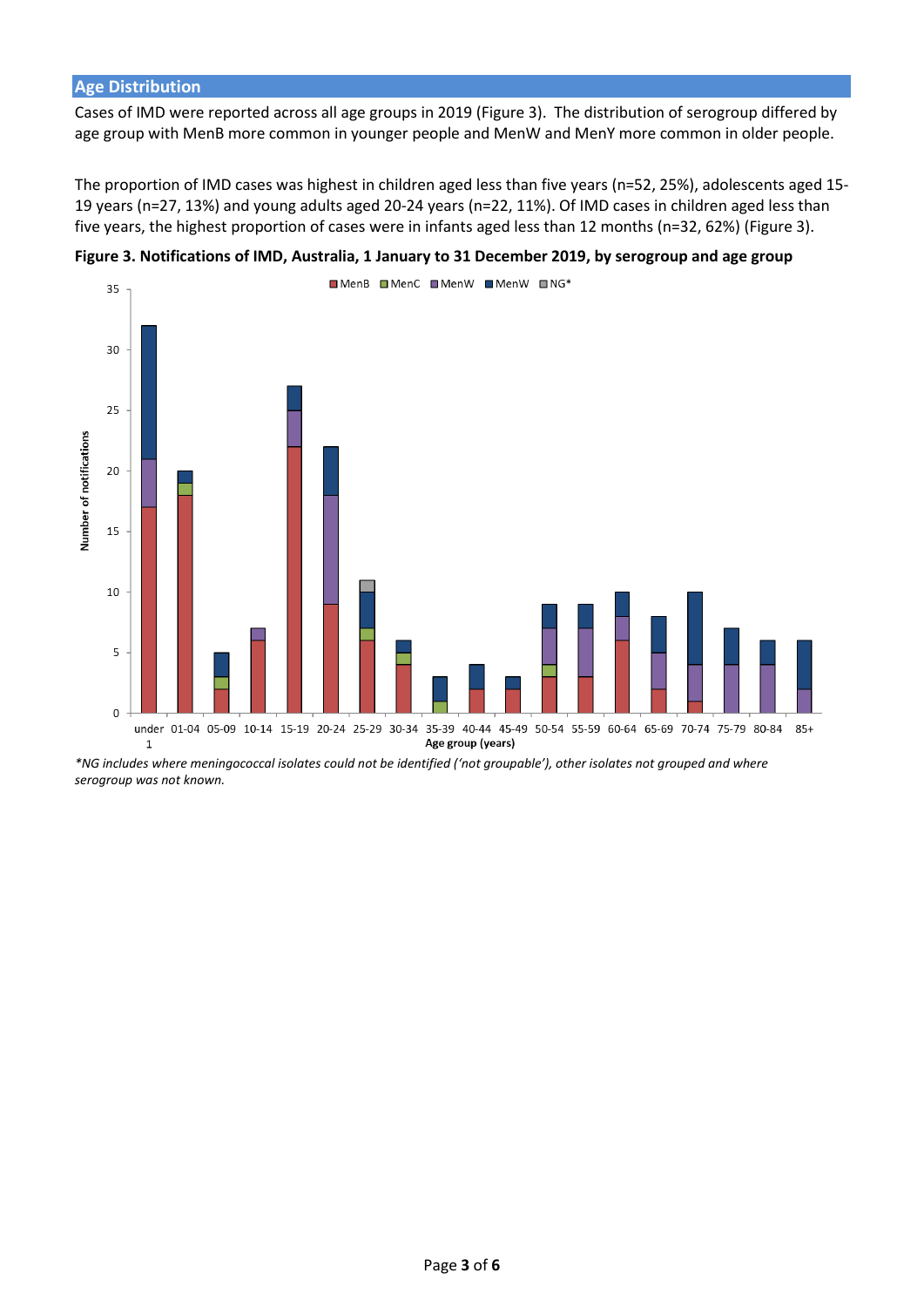## Age Distribution

Cases of IMD were reported across all age groups in 2019 (Figure 3). The distribution of serogroup differed by age group with MenB more common in younger people and MenW and MenY more common in older people.

The proportion of IMD cases was highest in children aged less than five years (n=52, 25%), adolescents aged 15-19 years (n=27, 13%) and young adults aged 20-24 years (n=22, 11%). Of IMD cases in children aged less than five years, the highest proportion of cases were in infants aged less than 12 months (n=32, 62%) (Figure 3).

**Figure 3. Notifications of IMD, Australia, 1 January to 31 December 2019, by serogroup and age group**

*NG includes where meningococcal isolates could not be identified ('not groupable'), other isolates not grouped and where serogroup was not known.*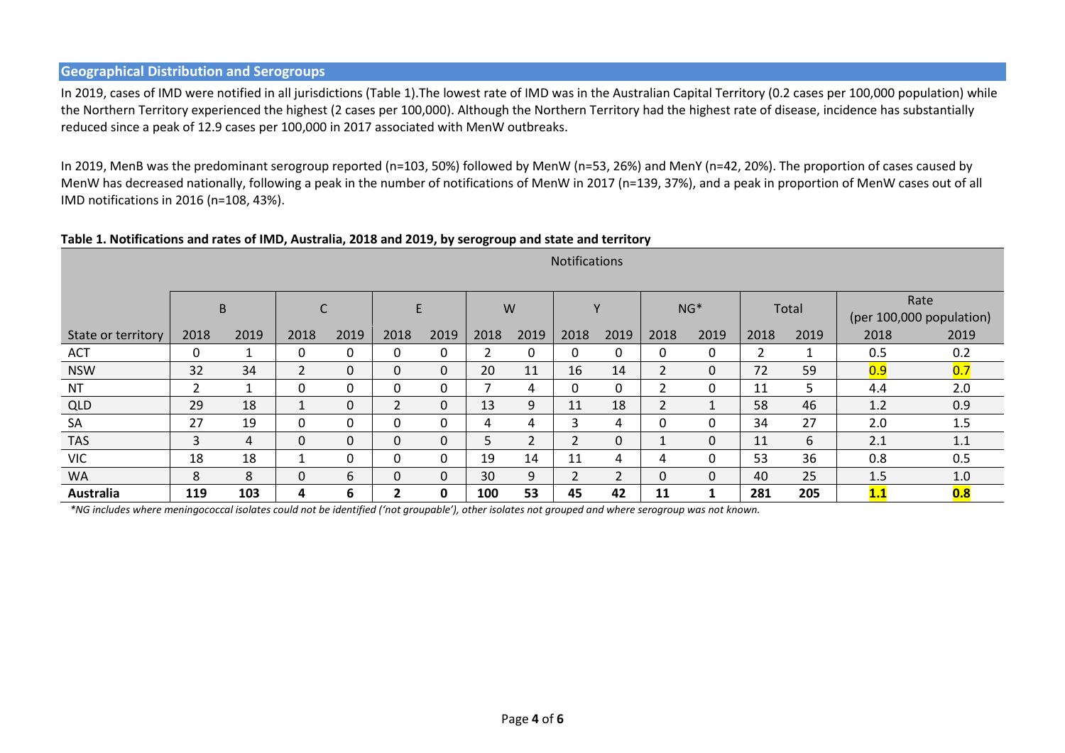## Geographical Distribution and Serogroups

In 2019, cases of IMD were notified in all jurisdictions (Table 1).The lowest rate of IMD was in the Australian Capital Territory (0.2 cases per 100,000 population) while the Northern Territory experienced the highest (2 cases per 100,000). Although the Northern Territory had the highest rate of disease, incidence has substantially reduced since a peak of 12.9 cases per 100,000 in 2017 associated with MenW outbreaks.

In 2019, MenB was the predominant serogroup reported (n=103, 50%) followed by MenW (n=53, 26%) and MenY (n=42, 20%). The proportion of cases caused by MenW has decreased nationally, following a peak in the number of notifications of MenW in 2017 (n=139, 37%), and a peak in proportion of MenW cases out of all IMD notifications in 2016 (n=108, 43%).

**Table 1. Notifications and rates of IMD, Australia, 2018 and 2019, by serogroup and state and territory**

| | Notifications | | | | | | | | | | | | | | | |
|---|---|---|---|---|---|---|---|---|---|---|---|---|---|---|---|---|
| | B | | C | | E | | W | | Y | | NG* | | Total | | Rate (per 100,000 population) | |
| State or territory | 2018 | 2019 | 2018 | 2019 | 2018 | 2019 | 2018 | 2019 | 2018 | 2019 | 2018 | 2019 | 2018 | 2019 | 2018 | 2019 |
| ACT | 0 | 1 | 0 | 0 | 0 | 0 | 2 | 0 | 0 | 0 | 0 | 0 | 2 | 1 | 0.5 | 0.2 |
| NSW | 32 | 34 | 2 | 0 | 0 | 0 | 20 | 11 | 16 | 14 | 2 | 0 | 72 | 59 | 0.9 | 0.7 |
| NT | 2 | 1 | 0 | 0 | 0 | 0 | 7 | 4 | 0 | 0 | 2 | 0 | 11 | 5 | 4.4 | 2.0 |
| QLD | 29 | 18 | 1 | 0 | 2 | 0 | 13 | 9 | 11 | 18 | 2 | 1 | 58 | 46 | 1.2 | 0.9 |
| SA | 27 | 19 | 0 | 0 | 0 | 0 | 4 | 4 | 3 | 4 | 0 | 0 | 34 | 27 | 2.0 | 1.5 |
| TAS | 3 | 4 | 0 | 0 | 0 | 0 | 5 | 2 | 2 | 0 | 1 | 0 | 11 | 6 | 2.1 | 1.1 |
| VIC | 18 | 18 | 1 | 0 | 0 | 0 | 19 | 14 | 11 | 4 | 4 | 0 | 53 | 36 | 0.8 | 0.5 |
| WA | 8 | 8 | 0 | 6 | 0 | 0 | 30 | 9 | 2 | 2 | 0 | 0 | 40 | 25 | 1.5 | 1.0 |
| **Australia** | **119** | **103** | **4** | **6** | **2** | **0** | **100** | **53** | **45** | **42** | **11** | **1** | **281** | **205** | **1.1** | **0.8** |

*\*NG includes where meningococcal isolates could not be identified ('not groupable'), other isolates not grouped and where serogroup was not known.*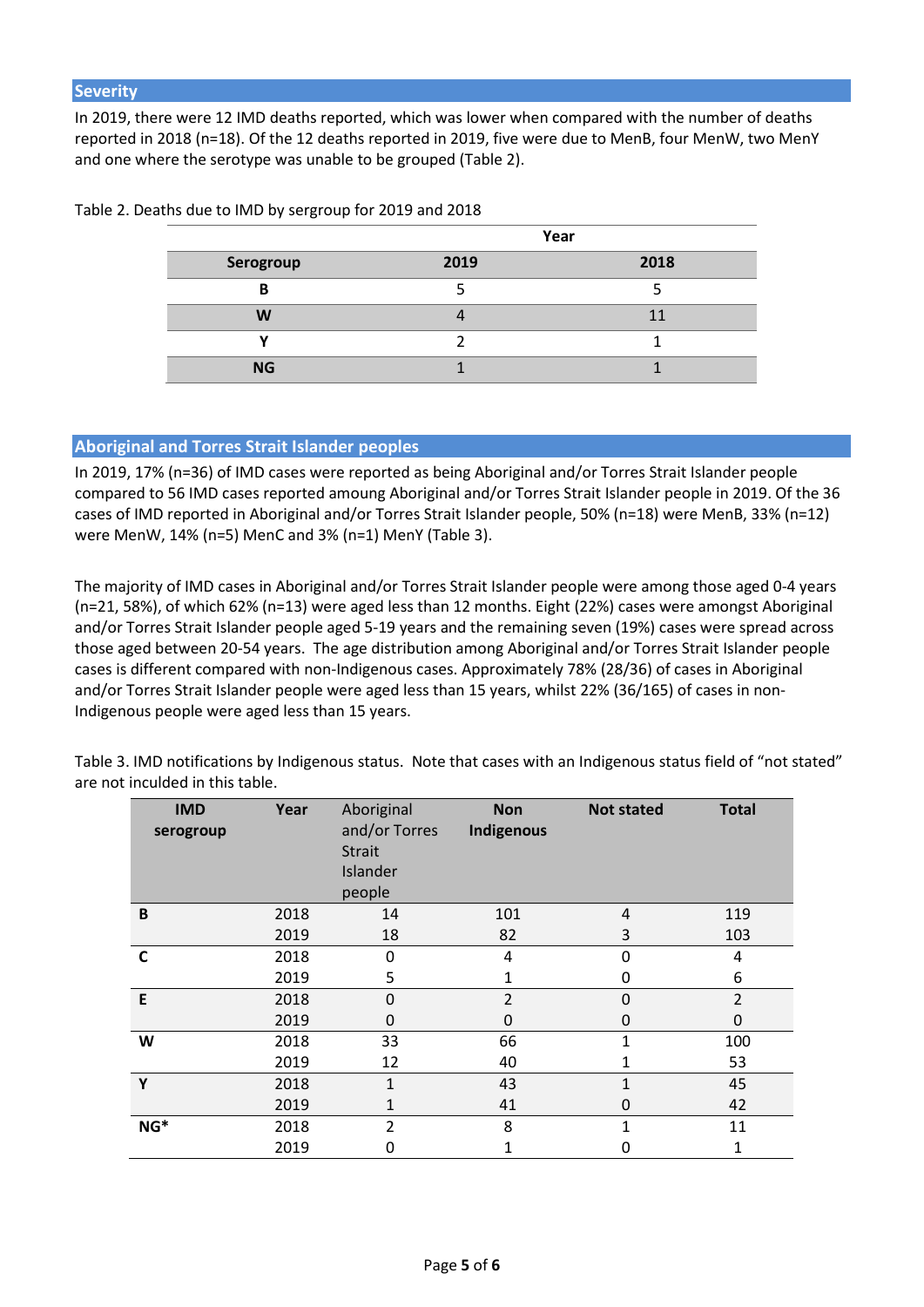## Severity

In 2019, there were 12 IMD deaths reported, which was lower when compared with the number of deaths reported in 2018 (n=18). Of the 12 deaths reported in 2019, five were due to MenB, four MenW, two MenY and one where the serotype was unable to be grouped (Table 2).

Table 2. Deaths due to IMD by sergroup for 2019 and 2018

| | Year | |
|---|---|---|
| **Serogroup** | **2019** | **2018** |
| **B** | 5 | 5 |
| **W** | 4 | 11 |
| **Y** | 2 | 1 |
| **NG** | 1 | 1 |

## Aboriginal and Torres Strait Islander peoples

In 2019, 17% (n=36) of IMD cases were reported as being Aboriginal and/or Torres Strait Islander people compared to 56 IMD cases reported amoung Aboriginal and/or Torres Strait Islander people in 2019. Of the 36 cases of IMD reported in Aboriginal and/or Torres Strait Islander people, 50% (n=18) were MenB, 33% (n=12) were MenW, 14% (n=5) MenC and 3% (n=1) MenY (Table 3).

The majority of IMD cases in Aboriginal and/or Torres Strait Islander people were among those aged 0-4 years (n=21, 58%), of which 62% (n=13) were aged less than 12 months. Eight (22%) cases were amongst Aboriginal and/or Torres Strait Islander people aged 5-19 years and the remaining seven (19%) cases were spread across those aged between 20-54 years. The age distribution among Aboriginal and/or Torres Strait Islander people cases is different compared with non-Indigenous cases. Approximately 78% (28/36) of cases in Aboriginal and/or Torres Strait Islander people were aged less than 15 years, whilst 22% (36/165) of cases in non-Indigenous people were aged less than 15 years.

Table 3. IMD notifications by Indigenous status. Note that cases with an Indigenous status field of "not stated" are not inculded in this table.

| IMD serogroup | Year | Aboriginal and/or Torres Strait Islander people | Non Indigenous | Not stated | Total |
|---|---|---|---|---|---|
| **B** | 2018 | 14 | 101 | 4 | 119 |
| | 2019 | 18 | 82 | 3 | 103 |
| **C** | 2018 | 0 | 4 | 0 | 4 |
| | 2019 | 5 | 1 | 0 | 6 |
| **E** | 2018 | 0 | 2 | 0 | 2 |
| | 2019 | 0 | 0 | 0 | 0 |
| **W** | 2018 | 33 | 66 | 1 | 100 |
| | 2019 | 12 | 40 | 1 | 53 |
| **Y** | 2018 | 1 | 43 | 1 | 45 |
| | 2019 | 1 | 41 | 0 | 42 |
| **NG*** | 2018 | 2 | 8 | 1 | 11 |
| | 2019 | 0 | 1 | 0 | 1 |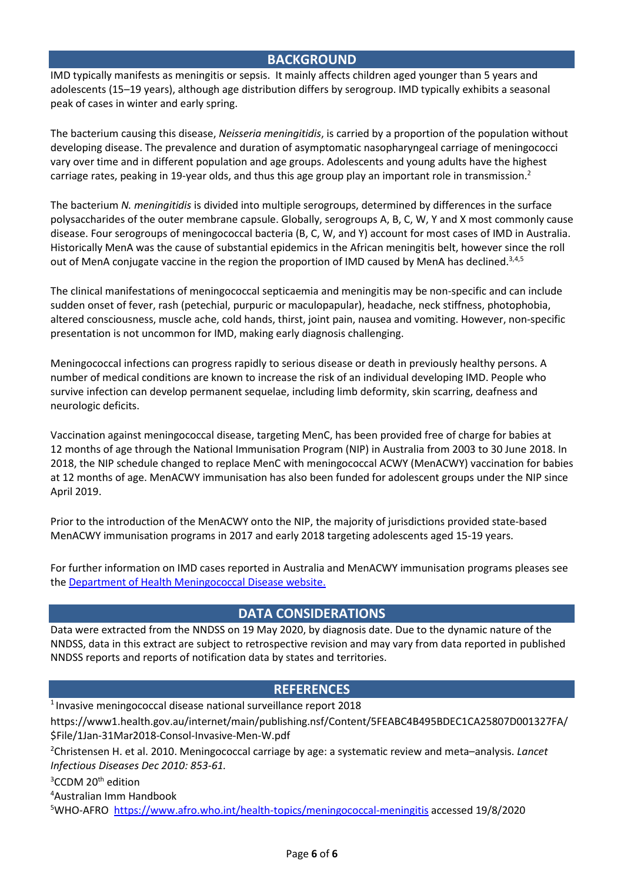## BACKGROUND

IMD typically manifests as meningitis or sepsis. It mainly affects children aged younger than 5 years and adolescents (15–19 years), although age distribution differs by serogroup. IMD typically exhibits a seasonal peak of cases in winter and early spring.

The bacterium causing this disease, *Neisseria meningitidis*, is carried by a proportion of the population without developing disease. The prevalence and duration of asymptomatic nasopharyngeal carriage of meningococci vary over time and in different population and age groups. Adolescents and young adults have the highest carriage rates, peaking in 19-year olds, and thus this age group play an important role in transmission.[2]

The bacterium *N. meningitidis* is divided into multiple serogroups, determined by differences in the surface polysaccharides of the outer membrane capsule. Globally, serogroups A, B, C, W, Y and X most commonly cause disease. Four serogroups of meningococcal bacteria (B, C, W, and Y) account for most cases of IMD in Australia. Historically MenA was the cause of substantial epidemics in the African meningitis belt, however since the roll out of MenA conjugate vaccine in the region the proportion of IMD caused by MenA has declined.[3,4,5]

The clinical manifestations of meningococcal septicaemia and meningitis may be non-specific and can include sudden onset of fever, rash (petechial, purpuric or maculopapular), headache, neck stiffness, photophobia, altered consciousness, muscle ache, cold hands, thirst, joint pain, nausea and vomiting. However, non-specific presentation is not uncommon for IMD, making early diagnosis challenging.

Meningococcal infections can progress rapidly to serious disease or death in previously healthy persons. A number of medical conditions are known to increase the risk of an individual developing IMD. People who survive infection can develop permanent sequelae, including limb deformity, skin scarring, deafness and neurologic deficits.

Vaccination against meningococcal disease, targeting MenC, has been provided free of charge for babies at 12 months of age through the National Immunisation Program (NIP) in Australia from 2003 to 30 June 2018. In 2018, the NIP schedule changed to replace MenC with meningococcal ACWY (MenACWY) vaccination for babies at 12 months of age. MenACWY immunisation has also been funded for adolescent groups under the NIP since April 2019.

Prior to the introduction of the MenACWY onto the NIP, the majority of jurisdictions provided state-based MenACWY immunisation programs in 2017 and early 2018 targeting adolescents aged 15-19 years.

For further information on IMD cases reported in Australia and MenACWY immunisation programs pleases see the [Department of Health Meningococcal Disease website.]()

## DATA CONSIDERATIONS

Data were extracted from the NNDSS on 19 May 2020, by diagnosis date. Due to the dynamic nature of the NNDSS, data in this extract are subject to retrospective revision and may vary from data reported in published NNDSS reports and reports of notification data by states and territories.

## REFERENCES

[1] Invasive meningococcal disease national surveillance report 2018
https://www1.health.gov.au/internet/main/publishing.nsf/Content/5FEABC4B495BDEC1CA25807D001327FA/$File/1Jan-31Mar2018-Consol-Invasive-Men-W.pdf

[2] Christensen H. et al. 2010. Meningococcal carriage by age: a systematic review and meta–analysis. *Lancet Infectious Diseases Dec 2010: 853-61.*

[3] CCDM 20th edition

[4] Australian Imm Handbook

[5] WHO-AFRO https://www.afro.who.int/health-topics/meningococcal-meningitis accessed 19/8/2020